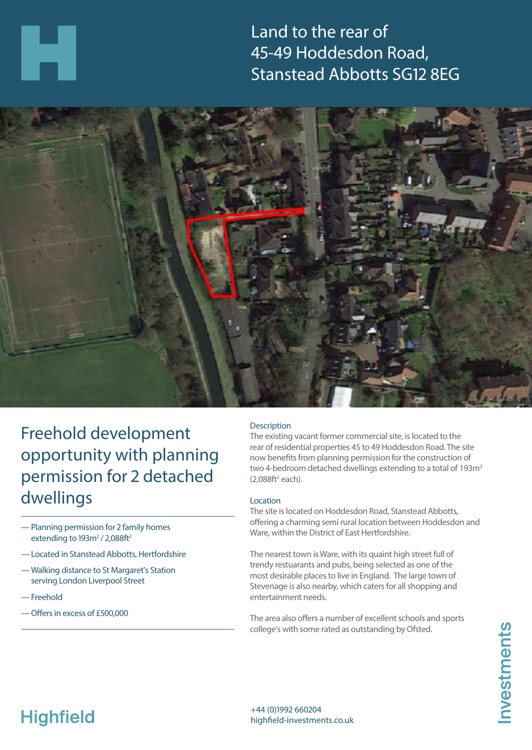# Land to the rear of 45-49 Hoddesdon Road, Stanstead Abbotts SG12 8EG

## Freehold development opportunity with planning permission for 2 detached dwellings

- Planning permission for 2 family homes extending to 193m² / 2,088ft²
- Located in Stanstead Abbotts, Hertfordshire
- Walking distance to St Margaret's Station serving London Liverpool Street
- Freehold
- Offers in excess of £500,000

### Description

The existing vacant former commercial site, is located to the rear of residential properties 45 to 49 Hoddesdon Road. The site now benefits from planning permission for the construction of two 4-bedroom detached dwellings extending to a total of 193m² (2,088ft² each).

### Location

The site is located on Hoddesdon Road, Stanstead Abbotts, offering a charming semi rural location between Hoddesdon and Ware, within the District of East Hertfordshire.

The nearest town is Ware, with its quaint high street full of trendy restuarants and pubs, being selected as one of the most desirable places to live in England. The large town of Stevenage is also nearby, which caters for all shopping and entertainment needs.

The area also offers a number of excellent schools and sports college's with some rated as outstanding by Ofsted.

Highfield Investments

+44 (0)1992 660204
highfield-investments.co.uk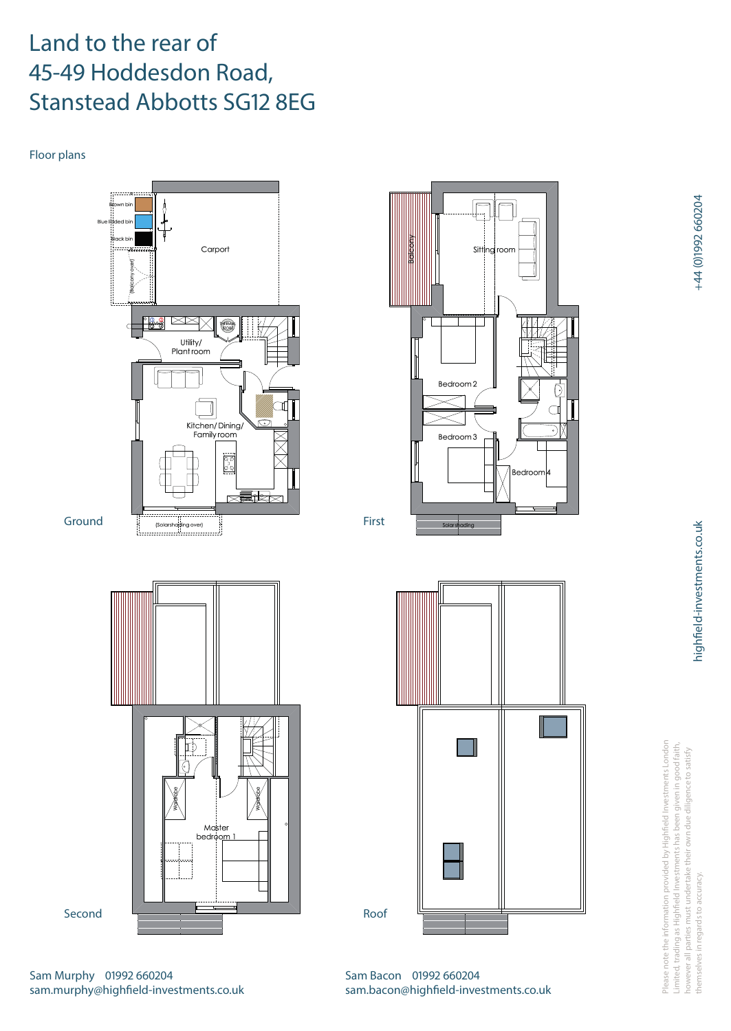# Land to the rear of 45-49 Hoddesdon Road, Stanstead Abbotts SG12 8EG

Floor plans

Ground

Brown bin
Blue lidded bin
Black bin
(Balcony over)
Carport
Utility/ Plant room
Kitchen/ Dining/ Family room
(Solarshading over)

First

Balcony
Sitting room
Bedroom 2
Bedroom 3
Bedroom 4
Solarshading

Second

Wardrobe
Wardrobe
Master bedroom 1

Roof

+44 (0)1992 660204

highfield-investments.co.uk

Please note the information provided by Highfield Investments London Limited, trading as Highfield Investments has been given in good faith, however all parties must undertake their own due diligence to satisfy themselves in regards to accuracy.

Sam Murphy 01992 660204
sam.murphy@highfield-investments.co.uk

Sam Bacon 01992 660204
sam.bacon@highfield-investments.co.uk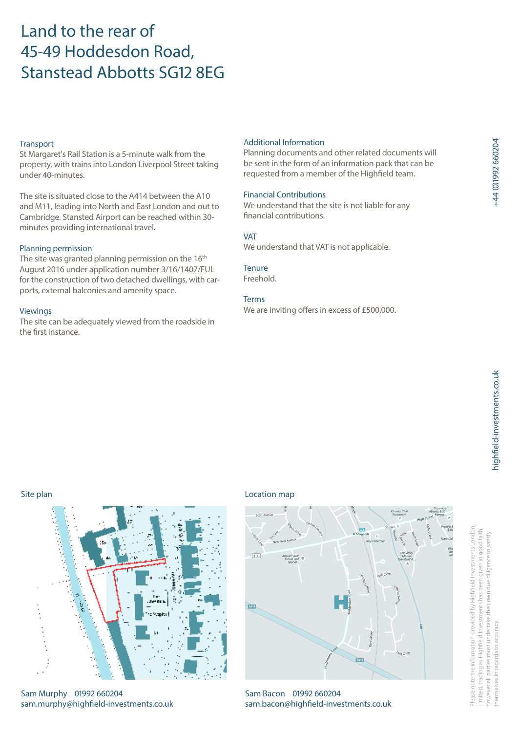# Land to the rear of 45-49 Hoddesdon Road, Stanstead Abbotts SG12 8EG

### Transport

St Margaret's Rail Station is a 5-minute walk from the property, with trains into London Liverpool Street taking under 40-minutes.

The site is situated close to the A414 between the A10 and M11, leading into North and East London and out to Cambridge. Stansted Airport can be reached within 30-minutes providing international travel.

### Planning permission

The site was granted planning permission on the 16th August 2016 under application number 3/16/1407/FUL for the construction of two detached dwellings, with car-ports, external balconies and amenity space.

### Viewings

The site can be adequately viewed from the roadside in the first instance.

### Additional Information

Planning documents and other related documents will be sent in the form of an information pack that can be requested from a member of the Highfield team.

### Financial Contributions

We understand that the site is not liable for any financial contributions.

### VAT

We understand that VAT is not applicable.

### Tenure

Freehold.

### Terms

We are inviting offers in excess of £500,000.

### Site plan

### Location map

Sam Murphy 01992 660204
sam.murphy@highfield-investments.co.uk

Sam Bacon 01992 660204
sam.bacon@highfield-investments.co.uk

+44 (0)1992 660204

highfield-investments.co.uk

Please note the information provided by Highfield Investments London Limited, trading as Highfield Investments has been given in good faith, however all parties must undertake their own due diligence to satisfy themselves in regards to accuracy.